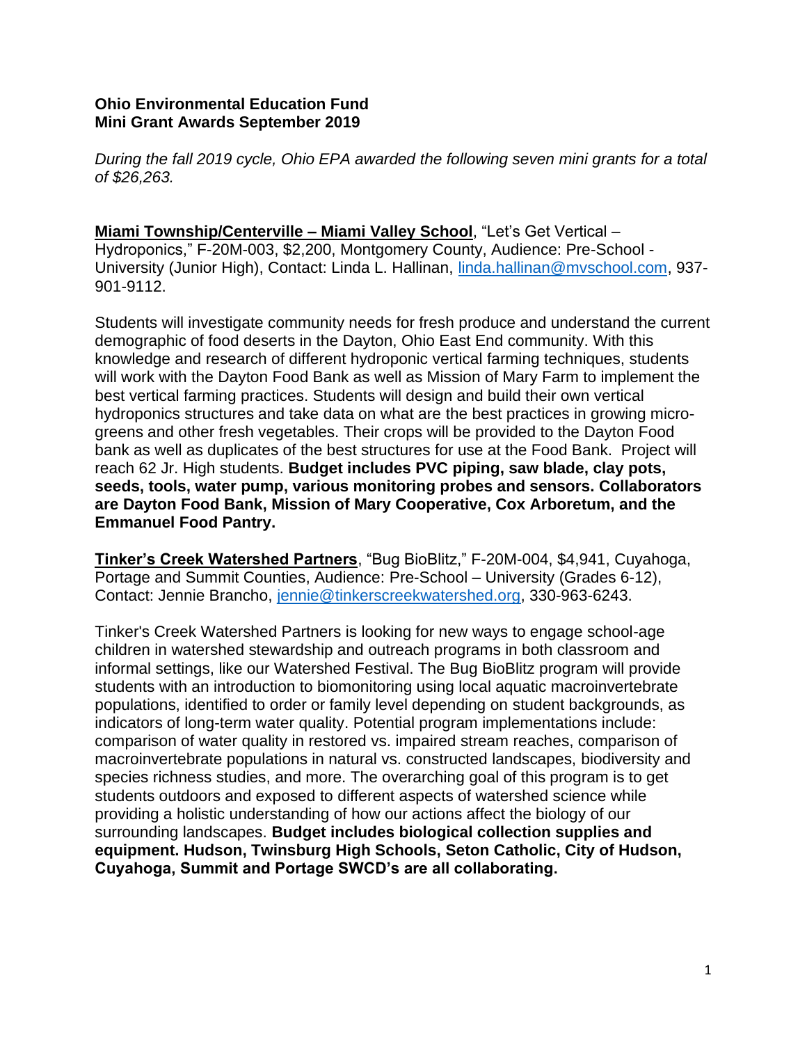**Ohio Environmental Education Fund**
**Mini Grant Awards September 2019**

*During the fall 2019 cycle, Ohio EPA awarded the following seven mini grants for a total of $26,263.*

**Miami Township/Centerville – Miami Valley School**, "Let's Get Vertical – Hydroponics," F-20M-003, $2,200, Montgomery County, Audience: Pre-School - University (Junior High), Contact: Linda L. Hallinan, linda.hallinan@mvschool.com, 937-901-9112.

Students will investigate community needs for fresh produce and understand the current demographic of food deserts in the Dayton, Ohio East End community. With this knowledge and research of different hydroponic vertical farming techniques, students will work with the Dayton Food Bank as well as Mission of Mary Farm to implement the best vertical farming practices. Students will design and build their own vertical hydroponics structures and take data on what are the best practices in growing micro-greens and other fresh vegetables. Their crops will be provided to the Dayton Food bank as well as duplicates of the best structures for use at the Food Bank. Project will reach 62 Jr. High students. **Budget includes PVC piping, saw blade, clay pots, seeds, tools, water pump, various monitoring probes and sensors. Collaborators are Dayton Food Bank, Mission of Mary Cooperative, Cox Arboretum, and the Emmanuel Food Pantry.**

**Tinker's Creek Watershed Partners**, "Bug BioBlitz," F-20M-004, $4,941, Cuyahoga, Portage and Summit Counties, Audience: Pre-School – University (Grades 6-12), Contact: Jennie Brancho, jennie@tinkerscreekwatershed.org, 330-963-6243.

Tinker's Creek Watershed Partners is looking for new ways to engage school-age children in watershed stewardship and outreach programs in both classroom and informal settings, like our Watershed Festival. The Bug BioBlitz program will provide students with an introduction to biomonitoring using local aquatic macroinvertebrate populations, identified to order or family level depending on student backgrounds, as indicators of long-term water quality. Potential program implementations include: comparison of water quality in restored vs. impaired stream reaches, comparison of macroinvertebrate populations in natural vs. constructed landscapes, biodiversity and species richness studies, and more. The overarching goal of this program is to get students outdoors and exposed to different aspects of watershed science while providing a holistic understanding of how our actions affect the biology of our surrounding landscapes. **Budget includes biological collection supplies and equipment. Hudson, Twinsburg High Schools, Seton Catholic, City of Hudson, Cuyahoga, Summit and Portage SWCD's are all collaborating.**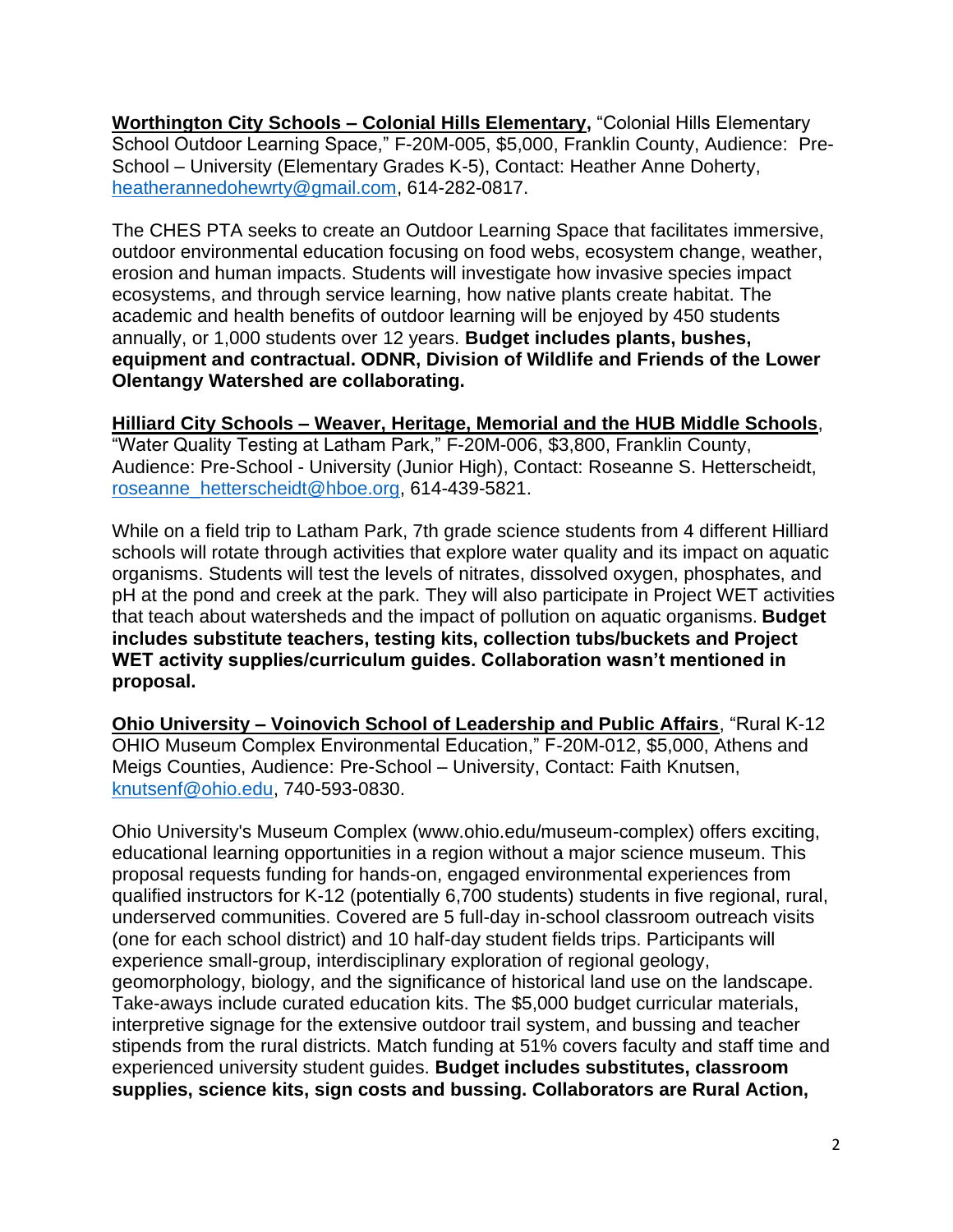**<u>Worthington City Schools – Colonial Hills Elementary</u>,** "Colonial Hills Elementary School Outdoor Learning Space," F-20M-005, $5,000, Franklin County, Audience: Pre-School – University (Elementary Grades K-5), Contact: Heather Anne Doherty, heatherannedohewrty@gmail.com, 614-282-0817.

The CHES PTA seeks to create an Outdoor Learning Space that facilitates immersive, outdoor environmental education focusing on food webs, ecosystem change, weather, erosion and human impacts. Students will investigate how invasive species impact ecosystems, and through service learning, how native plants create habitat. The academic and health benefits of outdoor learning will be enjoyed by 450 students annually, or 1,000 students over 12 years. **Budget includes plants, bushes, equipment and contractual. ODNR, Division of Wildlife and Friends of the Lower Olentangy Watershed are collaborating.**

**<u>Hilliard City Schools – Weaver, Heritage, Memorial and the HUB Middle Schools</u>**, "Water Quality Testing at Latham Park," F-20M-006, $3,800, Franklin County, Audience: Pre-School - University (Junior High), Contact: Roseanne S. Hetterscheidt, roseanne_hetterscheidt@hboe.org, 614-439-5821.

While on a field trip to Latham Park, 7th grade science students from 4 different Hilliard schools will rotate through activities that explore water quality and its impact on aquatic organisms. Students will test the levels of nitrates, dissolved oxygen, phosphates, and pH at the pond and creek at the park. They will also participate in Project WET activities that teach about watersheds and the impact of pollution on aquatic organisms. **Budget includes substitute teachers, testing kits, collection tubs/buckets and Project WET activity supplies/curriculum guides. Collaboration wasn't mentioned in proposal.**

**<u>Ohio University – Voinovich School of Leadership and Public Affairs</u>**, "Rural K-12 OHIO Museum Complex Environmental Education," F-20M-012, $5,000, Athens and Meigs Counties, Audience: Pre-School – University, Contact: Faith Knutsen, knutsenf@ohio.edu, 740-593-0830.

Ohio University's Museum Complex (www.ohio.edu/museum-complex) offers exciting, educational learning opportunities in a region without a major science museum. This proposal requests funding for hands-on, engaged environmental experiences from qualified instructors for K-12 (potentially 6,700 students) students in five regional, rural, underserved communities. Covered are 5 full-day in-school classroom outreach visits (one for each school district) and 10 half-day student fields trips. Participants will experience small-group, interdisciplinary exploration of regional geology, geomorphology, biology, and the significance of historical land use on the landscape. Take-aways include curated education kits. The $5,000 budget curricular materials, interpretive signage for the extensive outdoor trail system, and bussing and teacher stipends from the rural districts. Match funding at 51% covers faculty and staff time and experienced university student guides. **Budget includes substitutes, classroom supplies, science kits, sign costs and bussing. Collaborators are Rural Action,**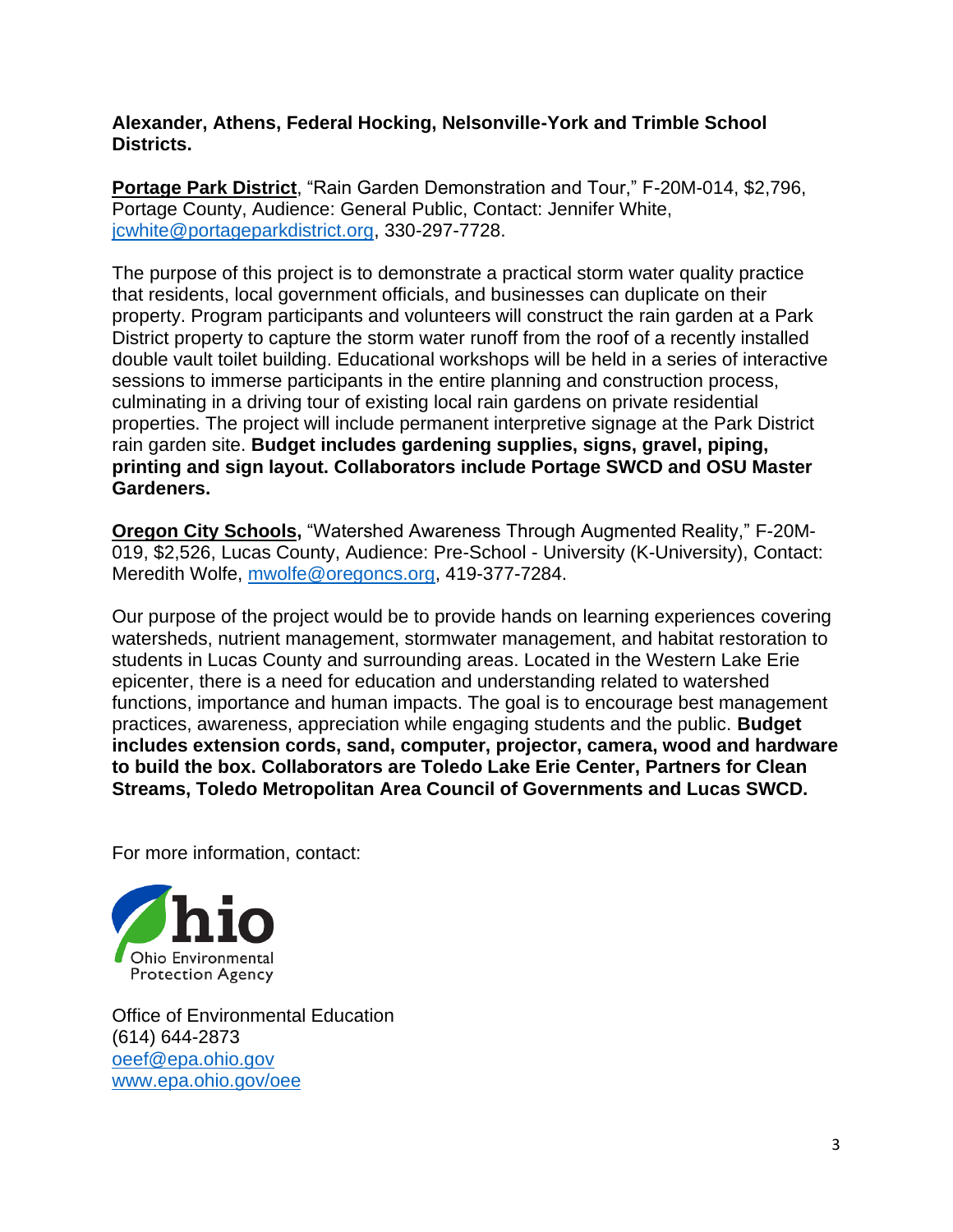**Alexander, Athens, Federal Hocking, Nelsonville-York and Trimble School Districts.**

**Portage Park District**, "Rain Garden Demonstration and Tour," F-20M-014, $2,796, Portage County, Audience: General Public, Contact: Jennifer White, jcwhite@portageparkdistrict.org, 330-297-7728.

The purpose of this project is to demonstrate a practical storm water quality practice that residents, local government officials, and businesses can duplicate on their property. Program participants and volunteers will construct the rain garden at a Park District property to capture the storm water runoff from the roof of a recently installed double vault toilet building. Educational workshops will be held in a series of interactive sessions to immerse participants in the entire planning and construction process, culminating in a driving tour of existing local rain gardens on private residential properties. The project will include permanent interpretive signage at the Park District rain garden site. **Budget includes gardening supplies, signs, gravel, piping, printing and sign layout. Collaborators include Portage SWCD and OSU Master Gardeners.**

**Oregon City Schools,** "Watershed Awareness Through Augmented Reality," F-20M-019, $2,526, Lucas County, Audience: Pre-School - University (K-University), Contact: Meredith Wolfe, mwolfe@oregoncs.org, 419-377-7284.

Our purpose of the project would be to provide hands on learning experiences covering watersheds, nutrient management, stormwater management, and habitat restoration to students in Lucas County and surrounding areas. Located in the Western Lake Erie epicenter, there is a need for education and understanding related to watershed functions, importance and human impacts. The goal is to encourage best management practices, awareness, appreciation while engaging students and the public. **Budget includes extension cords, sand, computer, projector, camera, wood and hardware to build the box. Collaborators are Toledo Lake Erie Center, Partners for Clean Streams, Toledo Metropolitan Area Council of Governments and Lucas SWCD.**

For more information, contact:

Ohio Environmental Protection Agency

Office of Environmental Education
(614) 644-2873
oeef@epa.ohio.gov
www.epa.ohio.gov/oee